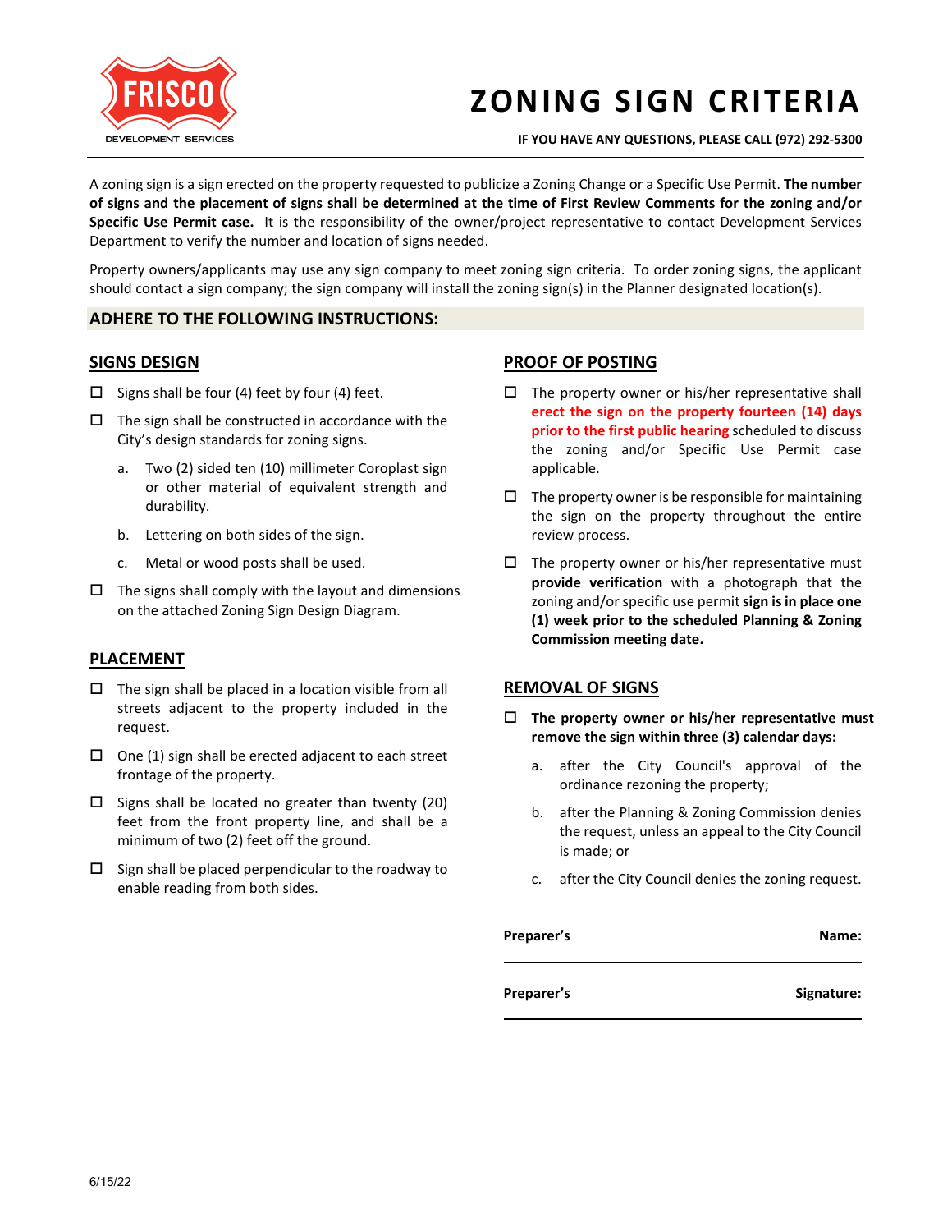FRISCO DEVELOPMENT SERVICES

# ZONING SIGN CRITERIA

**IF YOU HAVE ANY QUESTIONS, PLEASE CALL (972) 292-5300**

A zoning sign is a sign erected on the property requested to publicize a Zoning Change or a Specific Use Permit. **The number of signs and the placement of signs shall be determined at the time of First Review Comments for the zoning and/or Specific Use Permit case.** It is the responsibility of the owner/project representative to contact Development Services Department to verify the number and location of signs needed.

Property owners/applicants may use any sign company to meet zoning sign criteria. To order zoning signs, the applicant should contact a sign company; the sign company will install the zoning sign(s) in the Planner designated location(s).

## ADHERE TO THE FOLLOWING INSTRUCTIONS:

### SIGNS DESIGN

- ☐ Signs shall be four (4) feet by four (4) feet.
- ☐ The sign shall be constructed in accordance with the City's design standards for zoning signs.
  a. Two (2) sided ten (10) millimeter Coroplast sign or other material of equivalent strength and durability.
  b. Lettering on both sides of the sign.
  c. Metal or wood posts shall be used.
- ☐ The signs shall comply with the layout and dimensions on the attached Zoning Sign Design Diagram.

### PLACEMENT

- ☐ The sign shall be placed in a location visible from all streets adjacent to the property included in the request.
- ☐ One (1) sign shall be erected adjacent to each street frontage of the property.
- ☐ Signs shall be located no greater than twenty (20) feet from the front property line, and shall be a minimum of two (2) feet off the ground.
- ☐ Sign shall be placed perpendicular to the roadway to enable reading from both sides.

### PROOF OF POSTING

- ☐ The property owner or his/her representative shall **erect the sign on the property fourteen (14) days prior to the first public hearing** scheduled to discuss the zoning and/or Specific Use Permit case applicable.
- ☐ The property owner is be responsible for maintaining the sign on the property throughout the entire review process.
- ☐ The property owner or his/her representative must **provide verification** with a photograph that the zoning and/or specific use permit **sign is in place one (1) week prior to the scheduled Planning & Zoning Commission meeting date.**

### REMOVAL OF SIGNS

- ☐ **The property owner or his/her representative must remove the sign within three (3) calendar days:**
  a. after the City Council's approval of the ordinance rezoning the property;
  b. after the Planning & Zoning Commission denies the request, unless an appeal to the City Council is made; or
  c. after the City Council denies the zoning request.

**Preparer's Name:** ______________________

**Preparer's Signature:** ______________________

6/15/22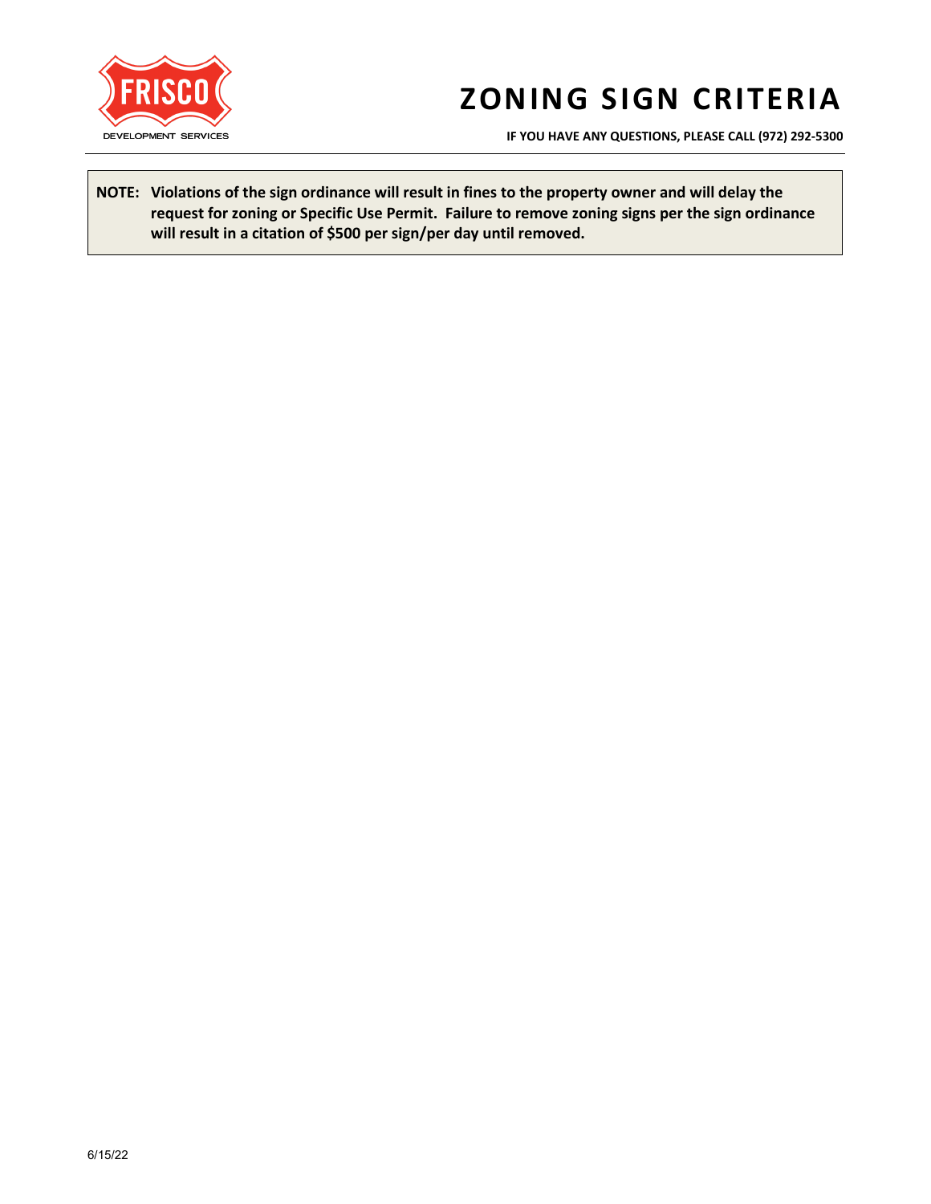# ZONING SIGN CRITERIA

**IF YOU HAVE ANY QUESTIONS, PLEASE CALL (972) 292-5300**

**NOTE: Violations of the sign ordinance will result in fines to the property owner and will delay the request for zoning or Specific Use Permit. Failure to remove zoning signs per the sign ordinance will result in a citation of $500 per sign/per day until removed.**

6/15/22